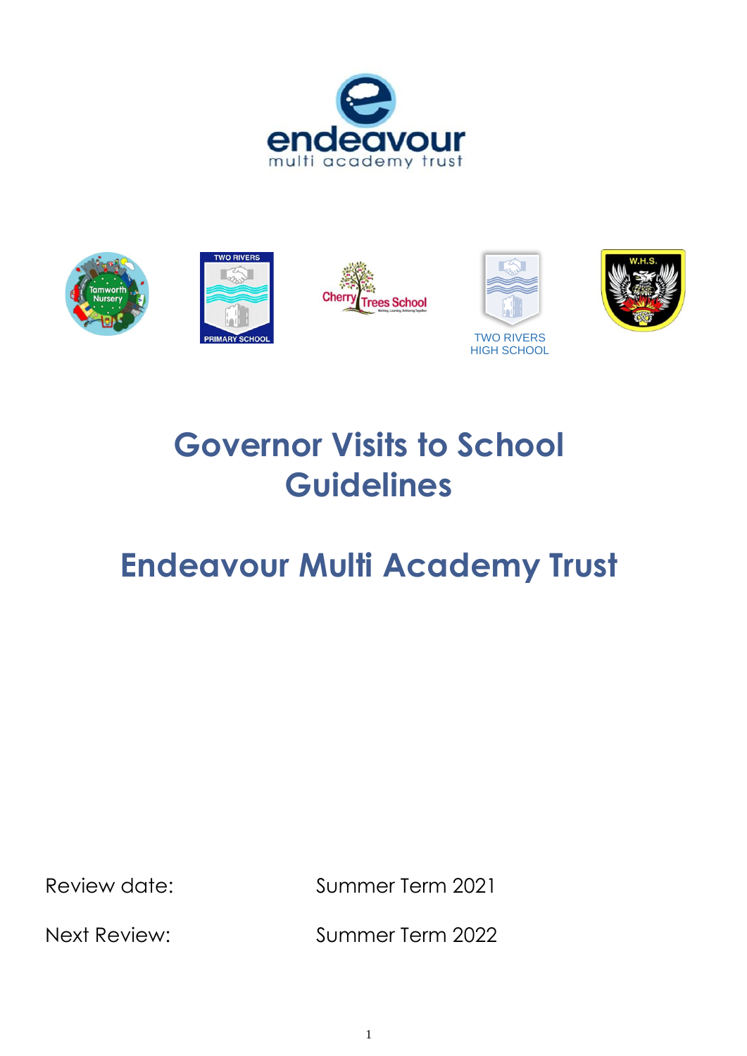# Governor Visits to School Guidelines

# Endeavour Multi Academy Trust

Review date: Summer Term 2021

Next Review: Summer Term 2022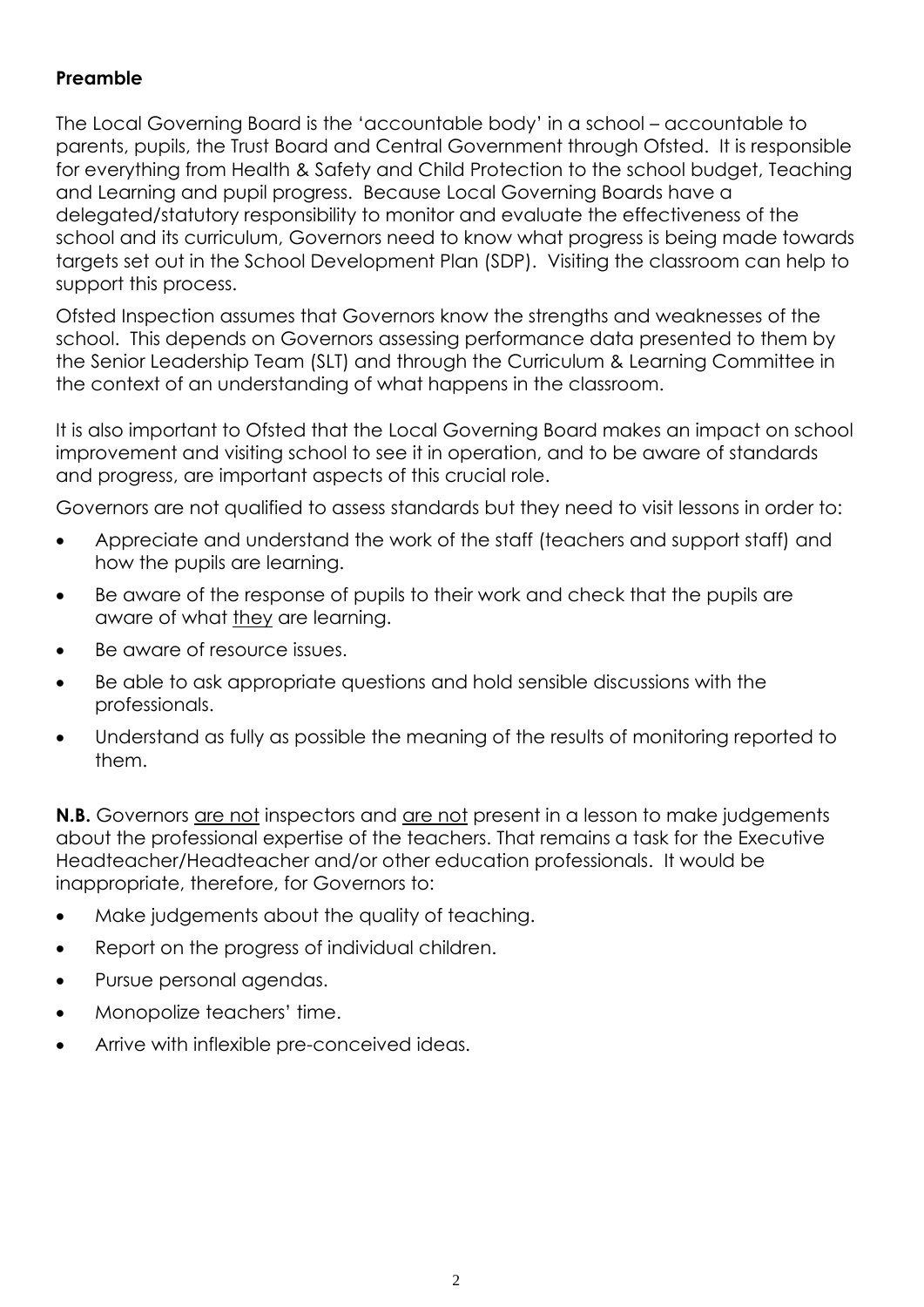**Preamble**

The Local Governing Board is the 'accountable body' in a school – accountable to parents, pupils, the Trust Board and Central Government through Ofsted. It is responsible for everything from Health & Safety and Child Protection to the school budget, Teaching and Learning and pupil progress. Because Local Governing Boards have a delegated/statutory responsibility to monitor and evaluate the effectiveness of the school and its curriculum, Governors need to know what progress is being made towards targets set out in the School Development Plan (SDP). Visiting the classroom can help to support this process.

Ofsted Inspection assumes that Governors know the strengths and weaknesses of the school. This depends on Governors assessing performance data presented to them by the Senior Leadership Team (SLT) and through the Curriculum & Learning Committee in the context of an understanding of what happens in the classroom.

It is also important to Ofsted that the Local Governing Board makes an impact on school improvement and visiting school to see it in operation, and to be aware of standards and progress, are important aspects of this crucial role.

Governors are not qualified to assess standards but they need to visit lessons in order to:

- Appreciate and understand the work of the staff (teachers and support staff) and how the pupils are learning.
- Be aware of the response of pupils to their work and check that the pupils are aware of what <u>they</u> are learning.
- Be aware of resource issues.
- Be able to ask appropriate questions and hold sensible discussions with the professionals.
- Understand as fully as possible the meaning of the results of monitoring reported to them.

**N.B.** Governors <u>are not</u> inspectors and <u>are not</u> present in a lesson to make judgements about the professional expertise of the teachers. That remains a task for the Executive Headteacher/Headteacher and/or other education professionals. It would be inappropriate, therefore, for Governors to:

- Make judgements about the quality of teaching.
- Report on the progress of individual children.
- Pursue personal agendas.
- Monopolize teachers' time.
- Arrive with inflexible pre-conceived ideas.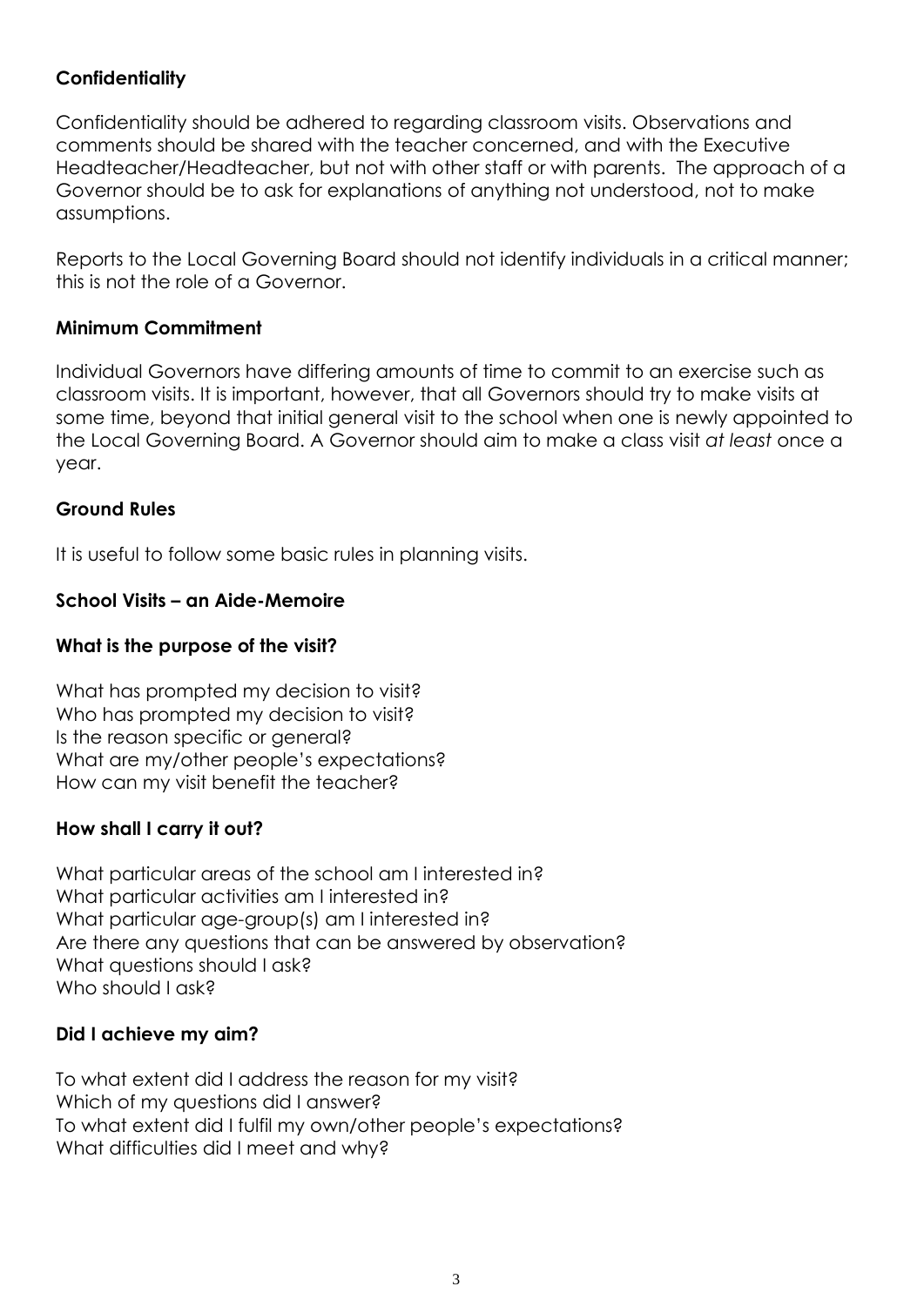**Confidentiality**

Confidentiality should be adhered to regarding classroom visits. Observations and comments should be shared with the teacher concerned, and with the Executive Headteacher/Headteacher, but not with other staff or with parents. The approach of a Governor should be to ask for explanations of anything not understood, not to make assumptions.

Reports to the Local Governing Board should not identify individuals in a critical manner; this is not the role of a Governor.

**Minimum Commitment**

Individual Governors have differing amounts of time to commit to an exercise such as classroom visits. It is important, however, that all Governors should try to make visits at some time, beyond that initial general visit to the school when one is newly appointed to the Local Governing Board. A Governor should aim to make a class visit *at least* once a year.

**Ground Rules**

It is useful to follow some basic rules in planning visits.

**School Visits – an Aide-Memoire**

**What is the purpose of the visit?**

What has prompted my decision to visit?
Who has prompted my decision to visit?
Is the reason specific or general?
What are my/other people's expectations?
How can my visit benefit the teacher?

**How shall I carry it out?**

What particular areas of the school am I interested in?
What particular activities am I interested in?
What particular age-group(s) am I interested in?
Are there any questions that can be answered by observation?
What questions should I ask?
Who should I ask?

**Did I achieve my aim?**

To what extent did I address the reason for my visit?
Which of my questions did I answer?
To what extent did I fulfil my own/other people's expectations?
What difficulties did I meet and why?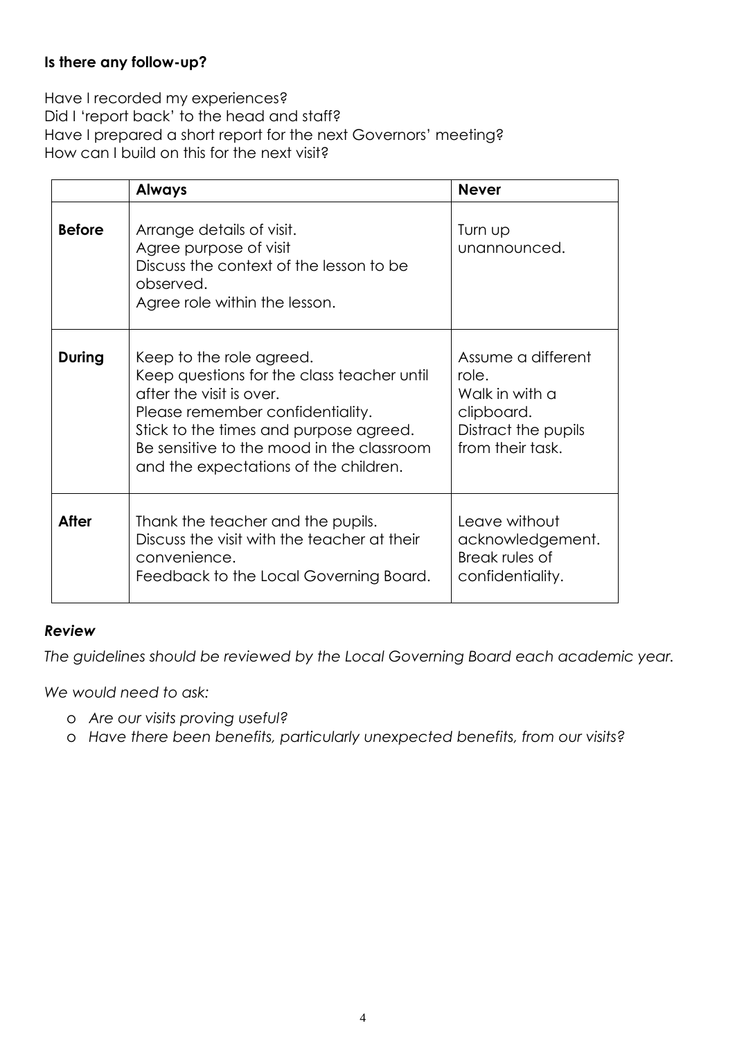**Is there any follow-up?**

Have I recorded my experiences?
Did I 'report back' to the head and staff?
Have I prepared a short report for the next Governors' meeting?
How can I build on this for the next visit?

| | **Always** | **Never** |
|---|---|---|
| **Before** | Arrange details of visit.<br>Agree purpose of visit<br>Discuss the context of the lesson to be observed.<br>Agree role within the lesson. | Turn up unannounced. |
| **During** | Keep to the role agreed.<br>Keep questions for the class teacher until after the visit is over.<br>Please remember confidentiality.<br>Stick to the times and purpose agreed.<br>Be sensitive to the mood in the classroom and the expectations of the children. | Assume a different role.<br>Walk in with a clipboard.<br>Distract the pupils from their task. |
| **After** | Thank the teacher and the pupils.<br>Discuss the visit with the teacher at their convenience.<br>Feedback to the Local Governing Board. | Leave without acknowledgement.<br>Break rules of confidentiality. |

***Review***

*The guidelines should be reviewed by the Local Governing Board each academic year.*

*We would need to ask:*

- *Are our visits proving useful?*
- *Have there been benefits, particularly unexpected benefits, from our visits?*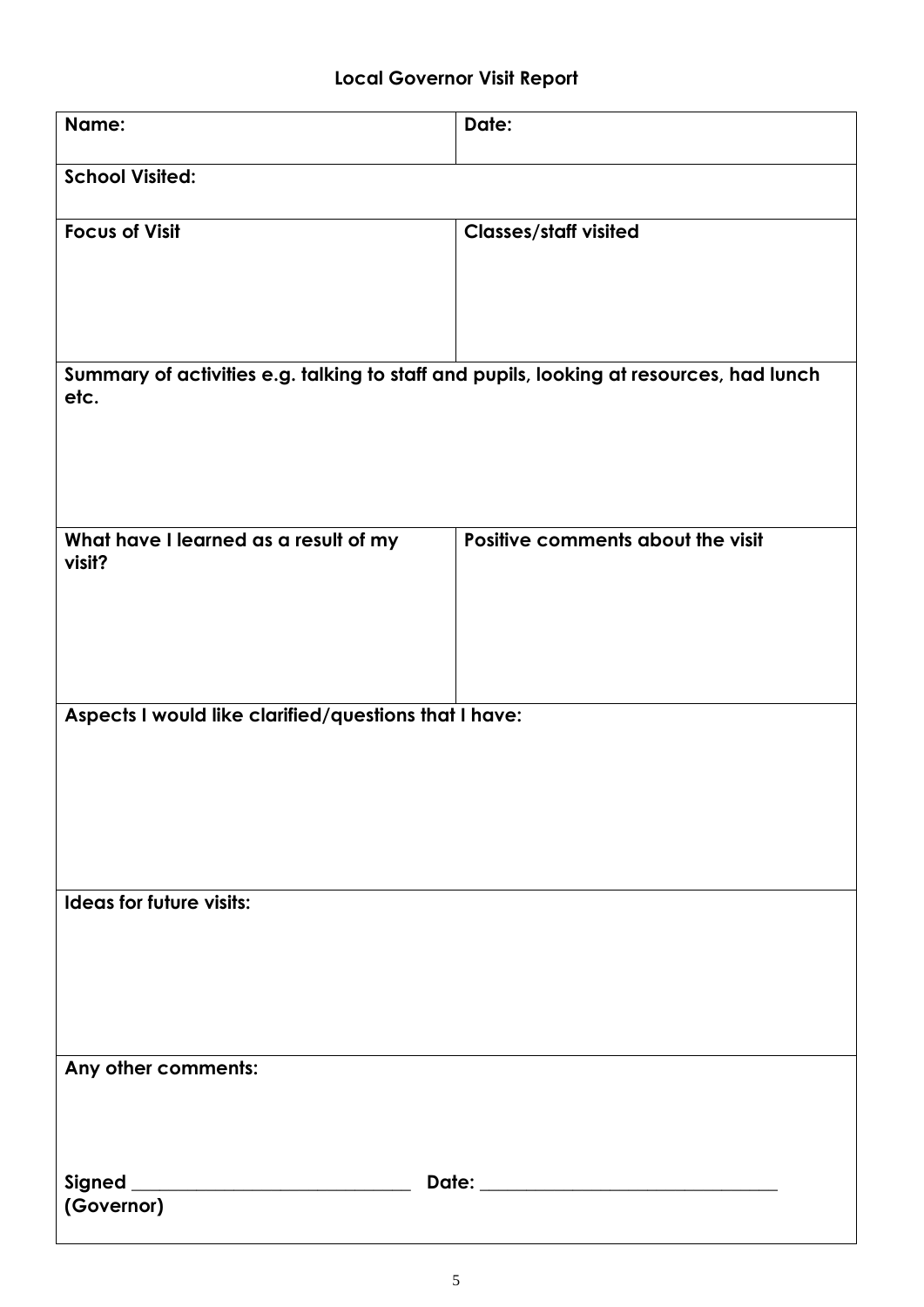# Local Governor Visit Report

| | |
|---|---|
| **Name:** | **Date:** |
| **School Visited:** | |
| **Focus of Visit** | **Classes/staff visited** |
| **Summary of activities e.g. talking to staff and pupils, looking at resources, had lunch etc.** | |
| **What have I learned as a result of my visit?** | **Positive comments about the visit** |
| **Aspects I would like clarified/questions that I have:** | |
| **Ideas for future visits:** | |
| **Any other comments:** | |

**Signed** ______________________________ **Date:** ________________________________
**(Governor)**